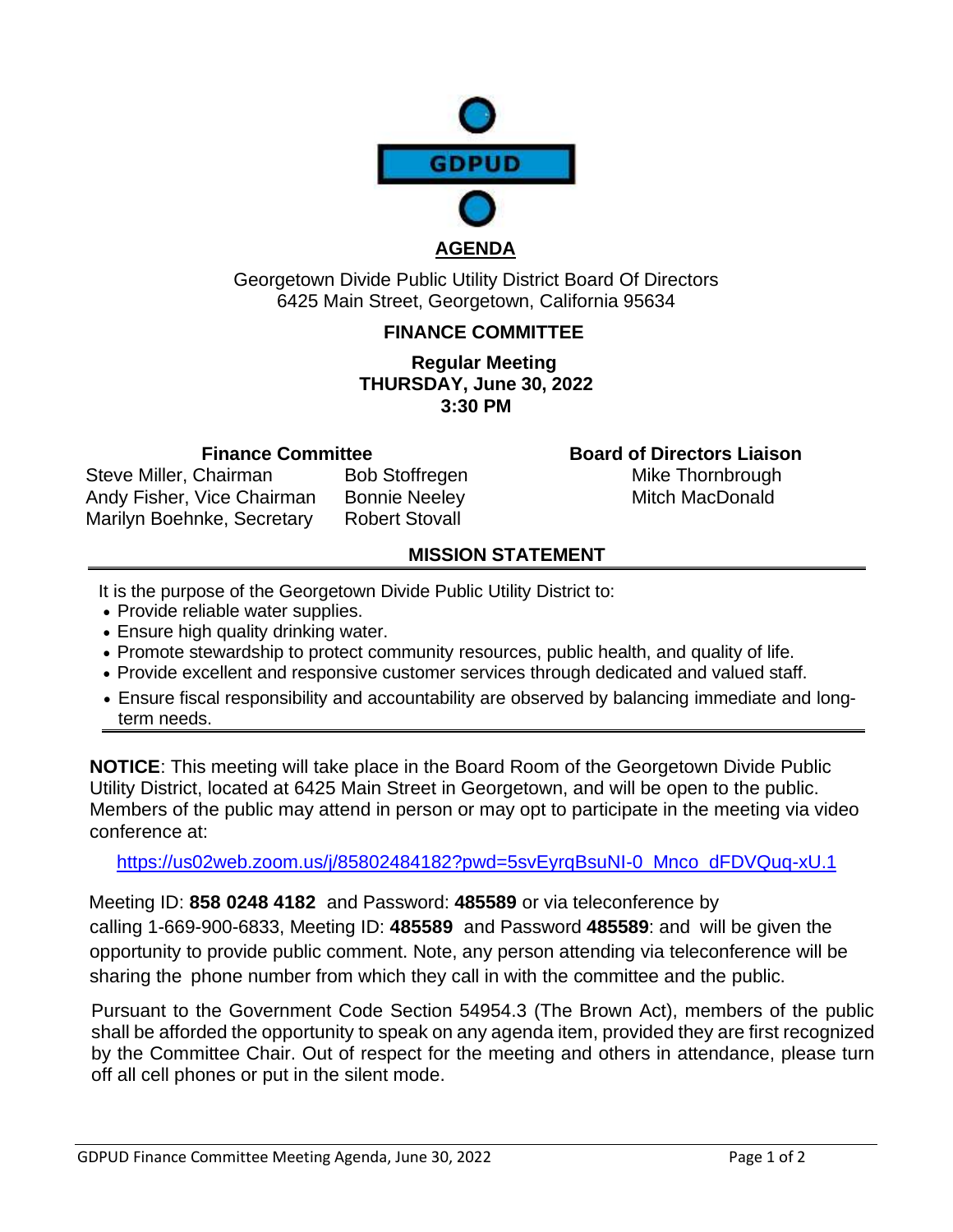GDPUD

# AGENDA

Georgetown Divide Public Utility District Board Of Directors
6425 Main Street, Georgetown, California 95634

## FINANCE COMMITTEE

**Regular Meeting**
**THURSDAY, June 30, 2022**
**3:30 PM**

**Finance Committee**

Steve Miller, Chairman
Andy Fisher, Vice Chairman
Marilyn Boehnke, Secretary
Bob Stoffregen
Bonnie Neeley
Robert Stovall

**Board of Directors Liaison**

Mike Thornbrough
Mitch MacDonald

## MISSION STATEMENT

It is the purpose of the Georgetown Divide Public Utility District to:

- Provide reliable water supplies.
- Ensure high quality drinking water.
- Promote stewardship to protect community resources, public health, and quality of life.
- Provide excellent and responsive customer services through dedicated and valued staff.
- Ensure fiscal responsibility and accountability are observed by balancing immediate and long-term needs.

**NOTICE**: This meeting will take place in the Board Room of the Georgetown Divide Public Utility District, located at 6425 Main Street in Georgetown, and will be open to the public. Members of the public may attend in person or may opt to participate in the meeting via video conference at:

https://us02web.zoom.us/j/85802484182?pwd=5svEyrqBsuNI-0_Mnco_dFDVQuq-xU.1

Meeting ID: **858 0248 4182** and Password: **485589** or via teleconference by calling 1-669-900-6833, Meeting ID: **485589** and Password **485589**: and will be given the opportunity to provide public comment. Note, any person attending via teleconference will be sharing the phone number from which they call in with the committee and the public.

Pursuant to the Government Code Section 54954.3 (The Brown Act), members of the public shall be afforded the opportunity to speak on any agenda item, provided they are first recognized by the Committee Chair. Out of respect for the meeting and others in attendance, please turn off all cell phones or put in the silent mode.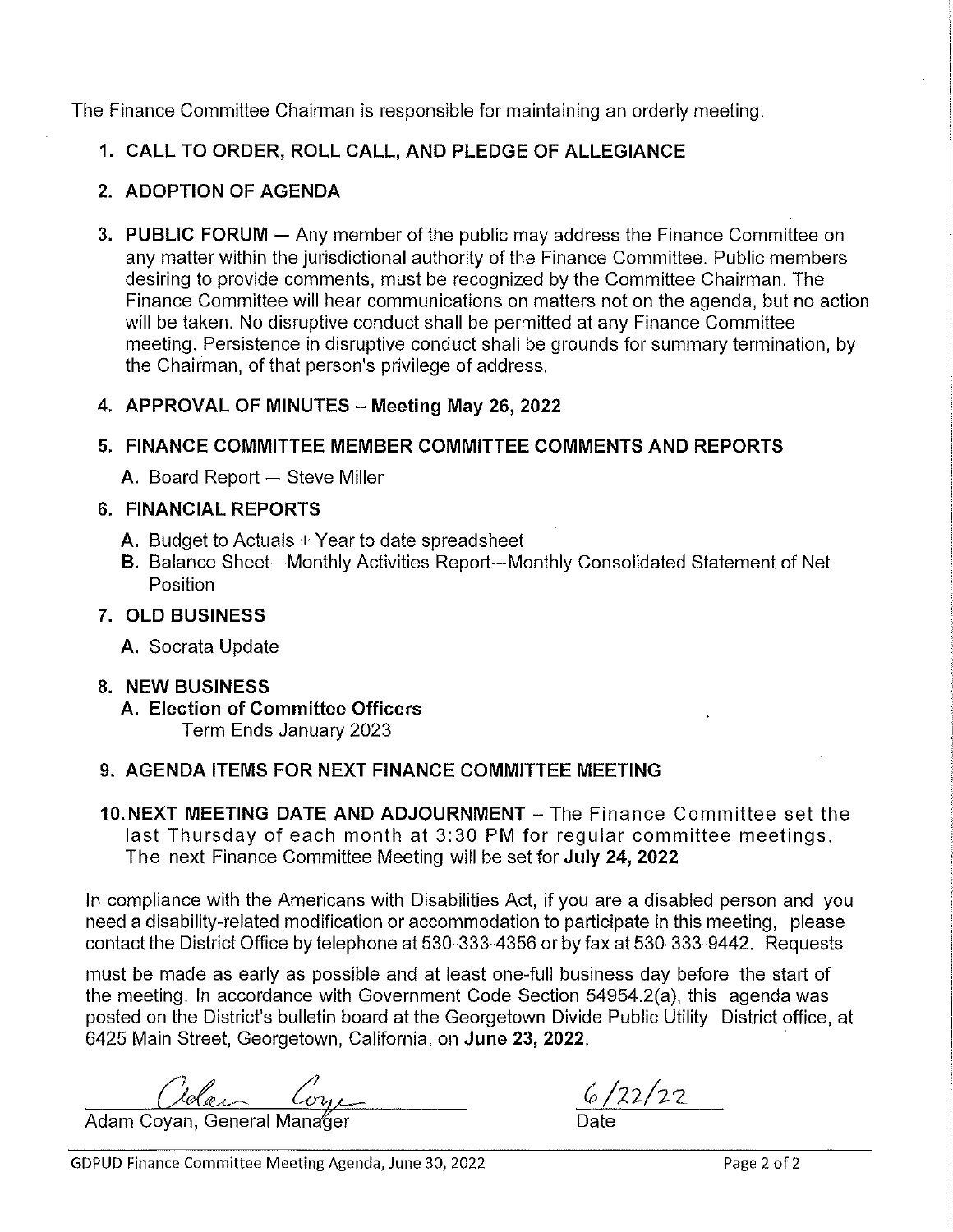The Finance Committee Chairman is responsible for maintaining an orderly meeting.

1. **CALL TO ORDER, ROLL CALL, AND PLEDGE OF ALLEGIANCE**

2. **ADOPTION OF AGENDA**

3. **PUBLIC FORUM** — Any member of the public may address the Finance Committee on any matter within the jurisdictional authority of the Finance Committee. Public members desiring to provide comments, must be recognized by the Committee Chairman. The Finance Committee will hear communications on matters not on the agenda, but no action will be taken. No disruptive conduct shall be permitted at any Finance Committee meeting. Persistence in disruptive conduct shall be grounds for summary termination, by the Chairman, of that person's privilege of address.

4. **APPROVAL OF MINUTES – Meeting May 26, 2022**

5. **FINANCE COMMITTEE MEMBER COMMITTEE COMMENTS AND REPORTS**
   - **A.** Board Report — Steve Miller

6. **FINANCIAL REPORTS**
   - **A.** Budget to Actuals + Year to date spreadsheet
   - **B.** Balance Sheet—Monthly Activities Report—Monthly Consolidated Statement of Net Position

7. **OLD BUSINESS**
   - **A.** Socrata Update

8. **NEW BUSINESS**
   - **A. Election of Committee Officers**
     Term Ends January 2023

9. **AGENDA ITEMS FOR NEXT FINANCE COMMITTEE MEETING**

10. **NEXT MEETING DATE AND ADJOURNMENT** – The Finance Committee set the last Thursday of each month at 3:30 PM for regular committee meetings. The next Finance Committee Meeting will be set for **July 24, 2022**

In compliance with the Americans with Disabilities Act, if you are a disabled person and you need a disability-related modification or accommodation to participate in this meeting, please contact the District Office by telephone at 530-333-4356 or by fax at 530-333-9442. Requests

must be made as early as possible and at least one-full business day before the start of the meeting. In accordance with Government Code Section 54954.2(a), this agenda was posted on the District's bulletin board at the Georgetown Divide Public Utility District office, at 6425 Main Street, Georgetown, California, on **June 23, 2022**.

Adam Coyan, General Manager

6/22/22
Date